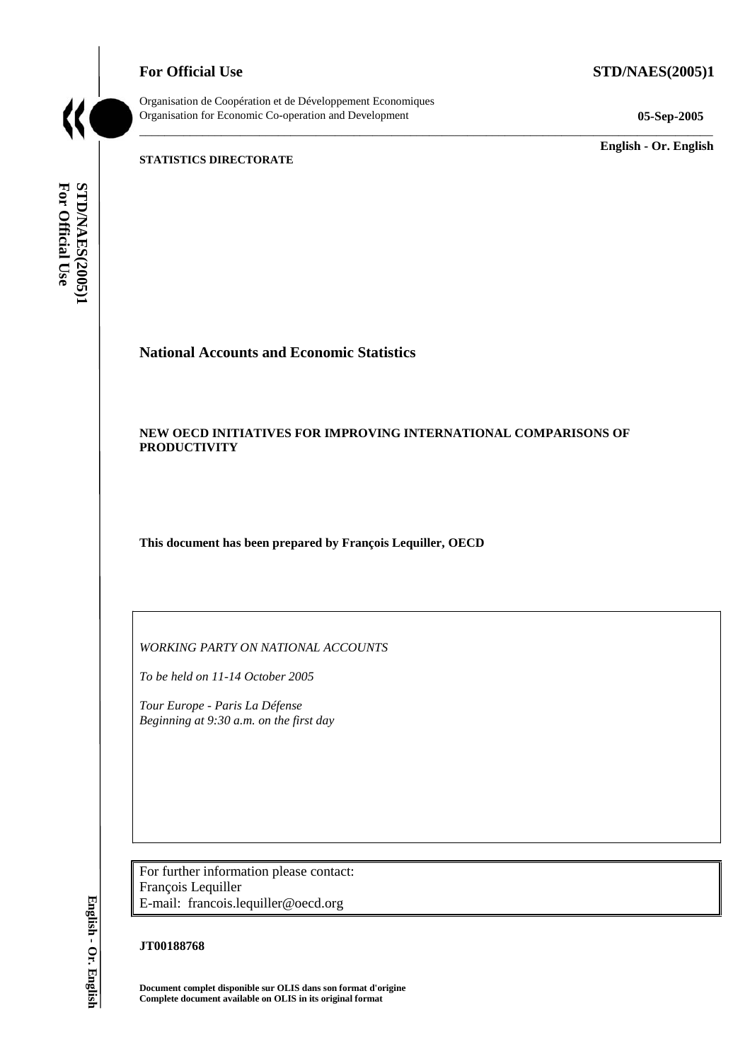**For Official Use** **STD/NAES(2005)1**

Organisation de Coopération et de Développement Economiques
Organisation for Economic Co-operation and Development **05-Sep-2005**

**English - Or. English**

**STATISTICS DIRECTORATE**

# National Accounts and Economic Statistics

**NEW OECD INITIATIVES FOR IMPROVING INTERNATIONAL COMPARISONS OF PRODUCTIVITY**

**This document has been prepared by François Lequiller, OECD**

*WORKING PARTY ON NATIONAL ACCOUNTS*

*To be held on 11-14 October 2005*

*Tour Europe - Paris La Défense*
*Beginning at 9:30 a.m. on the first day*

For further information please contact:
François Lequiller
E-mail: francois.lequiller@oecd.org

**JT00188768**

**Document complet disponible sur OLIS dans son format d'origine**
**Complete document available on OLIS in its original format**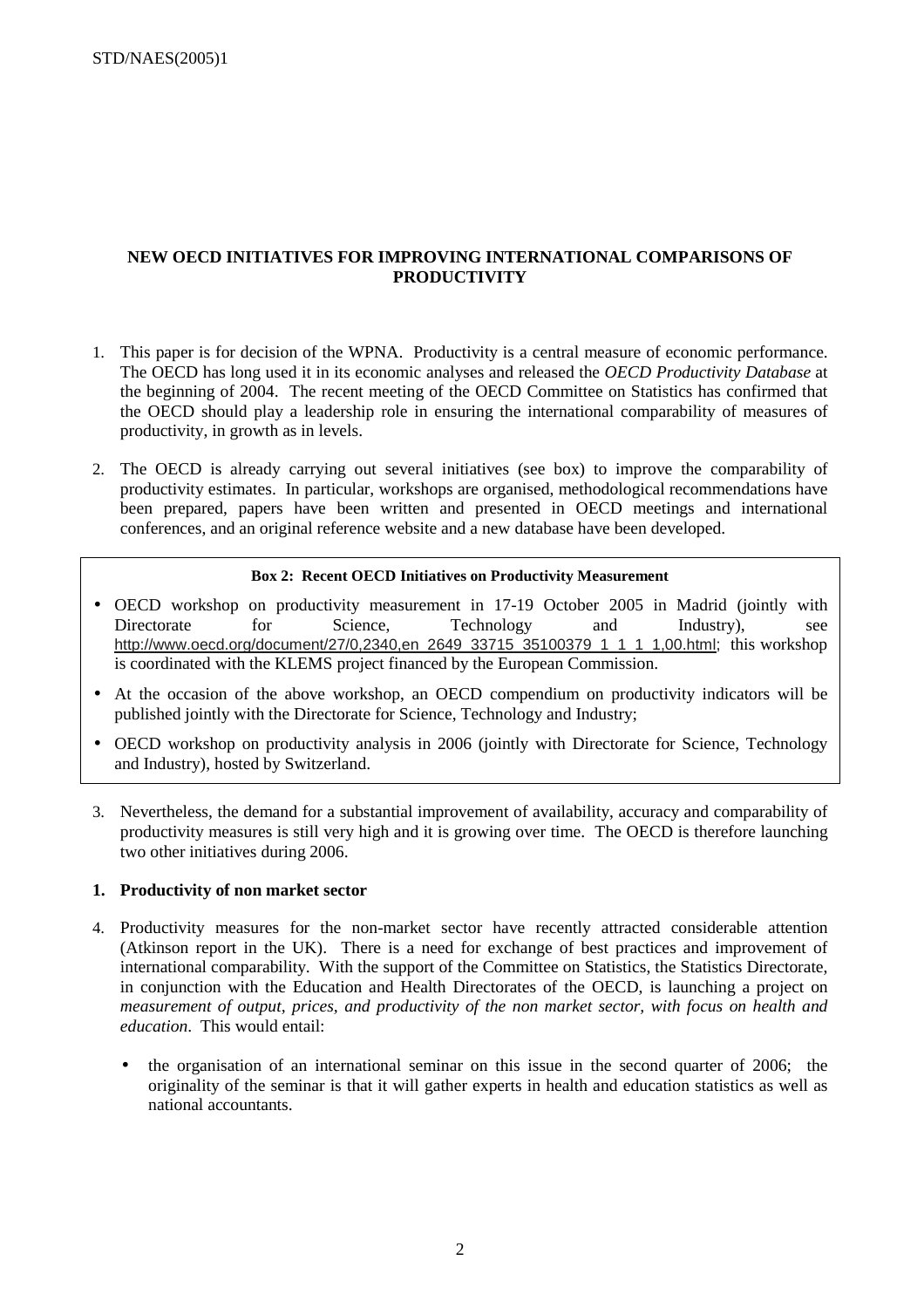**NEW OECD INITIATIVES FOR IMPROVING INTERNATIONAL COMPARISONS OF PRODUCTIVITY**

1. This paper is for decision of the WPNA. Productivity is a central measure of economic performance. The OECD has long used it in its economic analyses and released the *OECD Productivity Database* at the beginning of 2004. The recent meeting of the OECD Committee on Statistics has confirmed that the OECD should play a leadership role in ensuring the international comparability of measures of productivity, in growth as in levels.

2. The OECD is already carrying out several initiatives (see box) to improve the comparability of productivity estimates. In particular, workshops are organised, methodological recommendations have been prepared, papers have been written and presented in OECD meetings and international conferences, and an original reference website and a new database have been developed.

> **Box 2: Recent OECD Initiatives on Productivity Measurement**
>
> - OECD workshop on productivity measurement in 17-19 October 2005 in Madrid (jointly with Directorate for Science, Technology and Industry), see http://www.oecd.org/document/27/0,2340,en_2649_33715_35100379_1_1_1_1,00.html; this workshop is coordinated with the KLEMS project financed by the European Commission.
> - At the occasion of the above workshop, an OECD compendium on productivity indicators will be published jointly with the Directorate for Science, Technology and Industry;
> - OECD workshop on productivity analysis in 2006 (jointly with Directorate for Science, Technology and Industry), hosted by Switzerland.

3. Nevertheless, the demand for a substantial improvement of availability, accuracy and comparability of productivity measures is still very high and it is growing over time. The OECD is therefore launching two other initiatives during 2006.

**1. Productivity of non market sector**

4. Productivity measures for the non-market sector have recently attracted considerable attention (Atkinson report in the UK). There is a need for exchange of best practices and improvement of international comparability. With the support of the Committee on Statistics, the Statistics Directorate, in conjunction with the Education and Health Directorates of the OECD, is launching a project on *measurement of output, prices, and productivity of the non market sector, with focus on health and education*. This would entail:

   - the organisation of an international seminar on this issue in the second quarter of 2006; the originality of the seminar is that it will gather experts in health and education statistics as well as national accountants.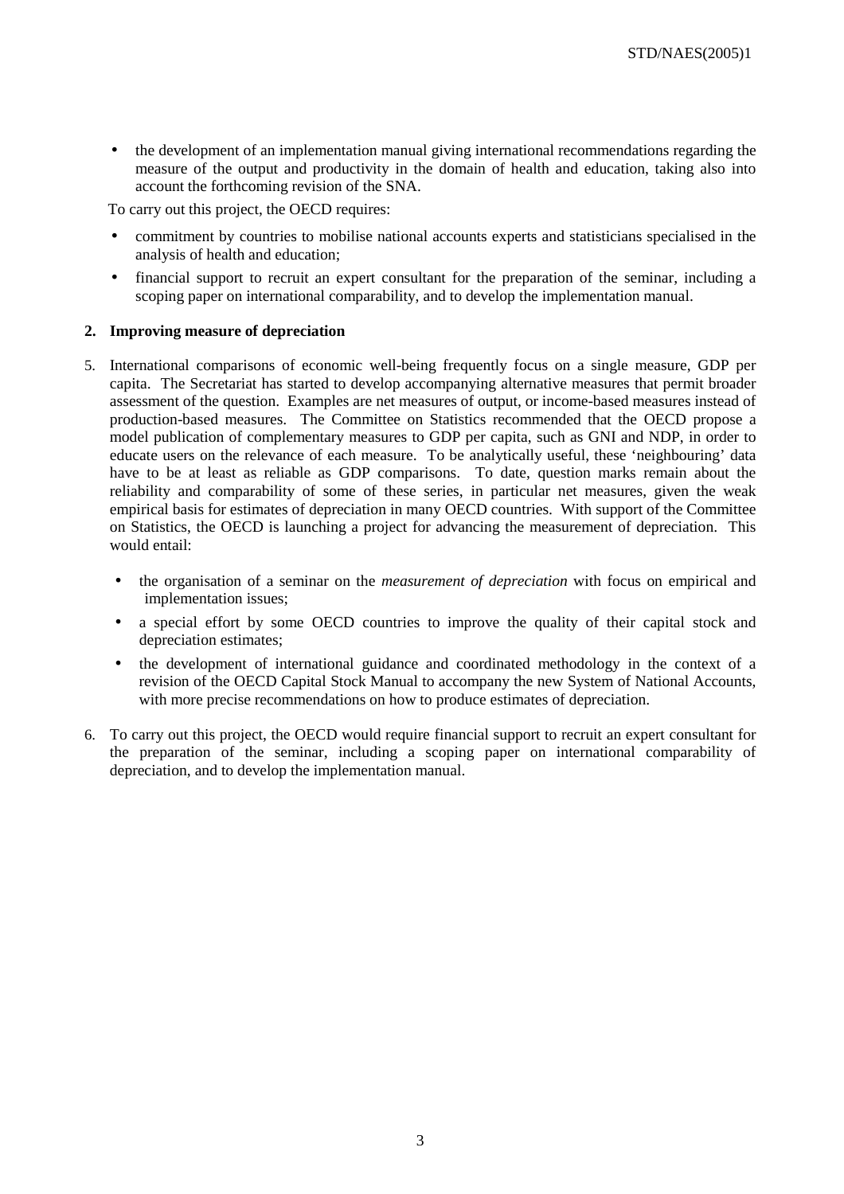- the development of an implementation manual giving international recommendations regarding the measure of the output and productivity in the domain of health and education, taking also into account the forthcoming revision of the SNA.

To carry out this project, the OECD requires:

- commitment by countries to mobilise national accounts experts and statisticians specialised in the analysis of health and education;
- financial support to recruit an expert consultant for the preparation of the seminar, including a scoping paper on international comparability, and to develop the implementation manual.

## 2. Improving measure of depreciation

5. International comparisons of economic well-being frequently focus on a single measure, GDP per capita. The Secretariat has started to develop accompanying alternative measures that permit broader assessment of the question. Examples are net measures of output, or income-based measures instead of production-based measures. The Committee on Statistics recommended that the OECD propose a model publication of complementary measures to GDP per capita, such as GNI and NDP, in order to educate users on the relevance of each measure. To be analytically useful, these 'neighbouring' data have to be at least as reliable as GDP comparisons. To date, question marks remain about the reliability and comparability of some of these series, in particular net measures, given the weak empirical basis for estimates of depreciation in many OECD countries. With support of the Committee on Statistics, the OECD is launching a project for advancing the measurement of depreciation. This would entail:

   - the organisation of a seminar on the *measurement of depreciation* with focus on empirical and implementation issues;
   - a special effort by some OECD countries to improve the quality of their capital stock and depreciation estimates;
   - the development of international guidance and coordinated methodology in the context of a revision of the OECD Capital Stock Manual to accompany the new System of National Accounts, with more precise recommendations on how to produce estimates of depreciation.

6. To carry out this project, the OECD would require financial support to recruit an expert consultant for the preparation of the seminar, including a scoping paper on international comparability of depreciation, and to develop the implementation manual.